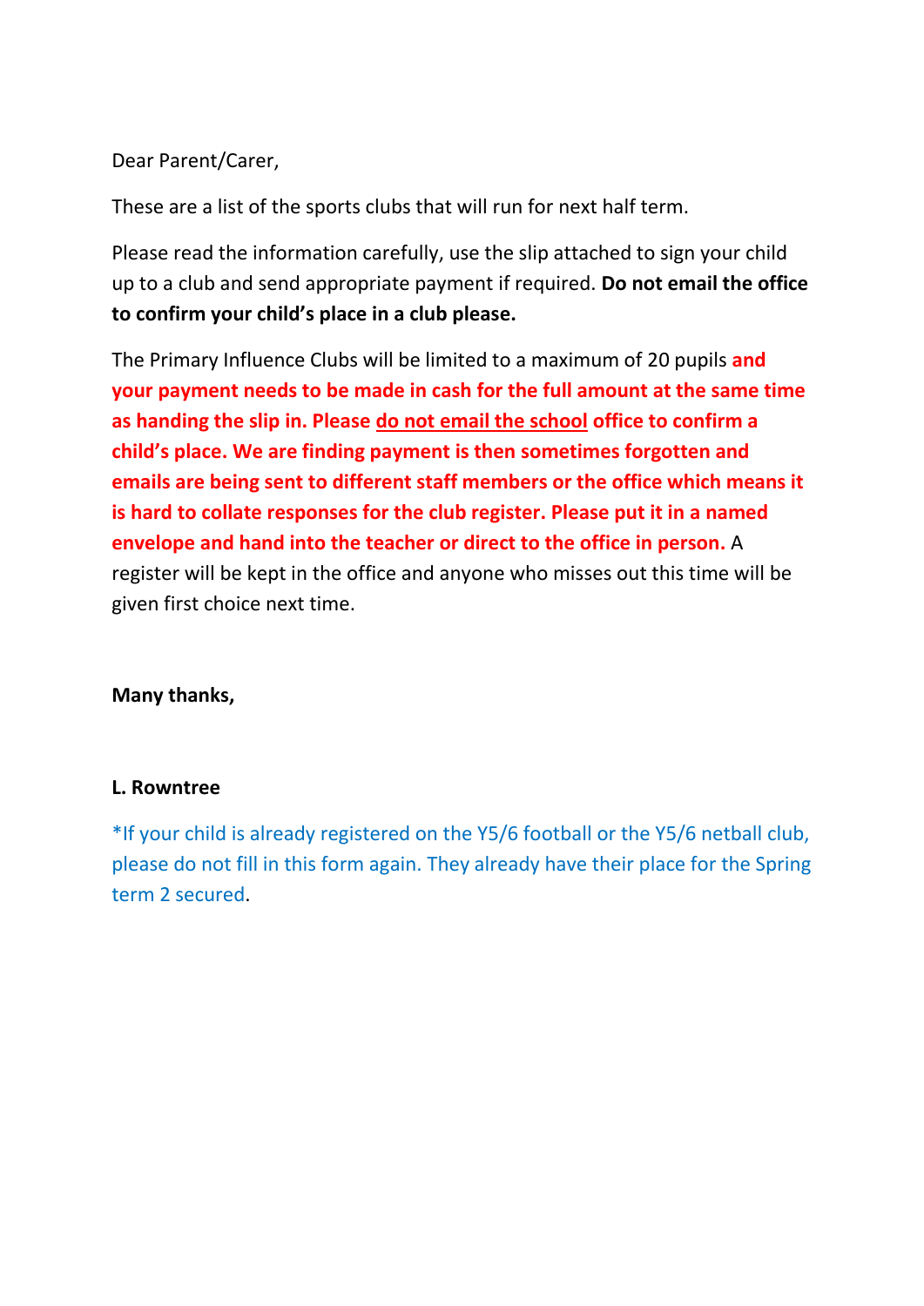Dear Parent/Carer,

These are a list of the sports clubs that will run for next half term.

Please read the information carefully, use the slip attached to sign your child up to a club and send appropriate payment if required. **Do not email the office to confirm your child's place in a club please.**

The Primary Influence Clubs will be limited to a maximum of 20 pupils **and your payment needs to be made in cash for the full amount at the same time as handing the slip in. Please do not email the school office to confirm a child's place. We are finding payment is then sometimes forgotten and emails are being sent to different staff members or the office which means it is hard to collate responses for the club register. Please put it in a named envelope and hand into the teacher or direct to the office in person.** A register will be kept in the office and anyone who misses out this time will be given first choice next time.

**Many thanks,**

**L. Rowntree**

*If your child is already registered on the Y5/6 football or the Y5/6 netball club, please do not fill in this form again. They already have their place for the Spring term 2 secured.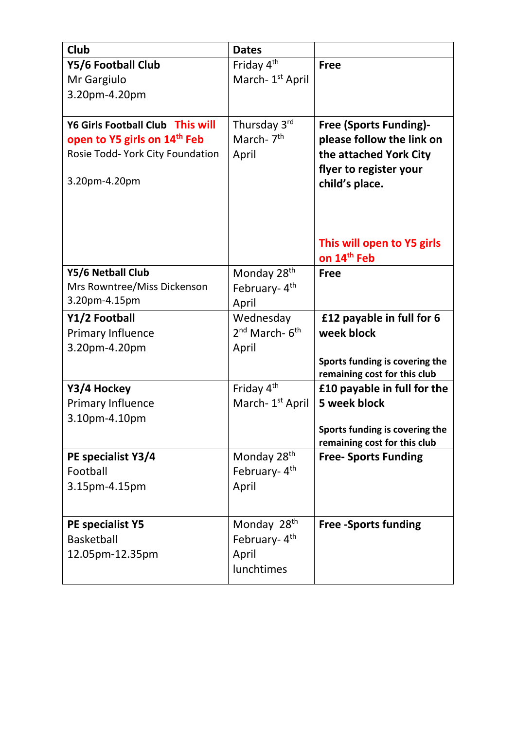| Club | Dates | |
|---|---|---|
| **Y5/6 Football Club**<br>Mr Gargiulo<br>3.20pm-4.20pm | Friday 4th March- 1st April | **Free** |
| **Y6 Girls Football Club** **This will open to Y5 girls on 14th Feb**<br>Rosie Todd- York City Foundation<br><br>3.20pm-4.20pm | Thursday 3rd March- 7th April | **Free (Sports Funding)- please follow the link on the attached York City flyer to register your child's place.**<br><br>**This will open to Y5 girls on 14th Feb** |
| **Y5/6 Netball Club**<br>Mrs Rowntree/Miss Dickenson<br>3.20pm-4.15pm | Monday 28th February- 4th April | **Free** |
| **Y1/2 Football**<br>Primary Influence<br>3.20pm-4.20pm | Wednesday 2nd March- 6th April | **£12 payable in full for 6 week block**<br><br>**Sports funding is covering the remaining cost for this club** |
| **Y3/4 Hockey**<br>Primary Influence<br>3.10pm-4.10pm | Friday 4th March- 1st April | **£10 payable in full for the 5 week block**<br><br>**Sports funding is covering the remaining cost for this club** |
| **PE specialist Y3/4**<br>Football<br>3.15pm-4.15pm | Monday 28th February- 4th April | **Free- Sports Funding** |
| **PE specialist Y5**<br>Basketball<br>12.05pm-12.35pm | Monday 28th February- 4th April lunchtimes | **Free -Sports funding** |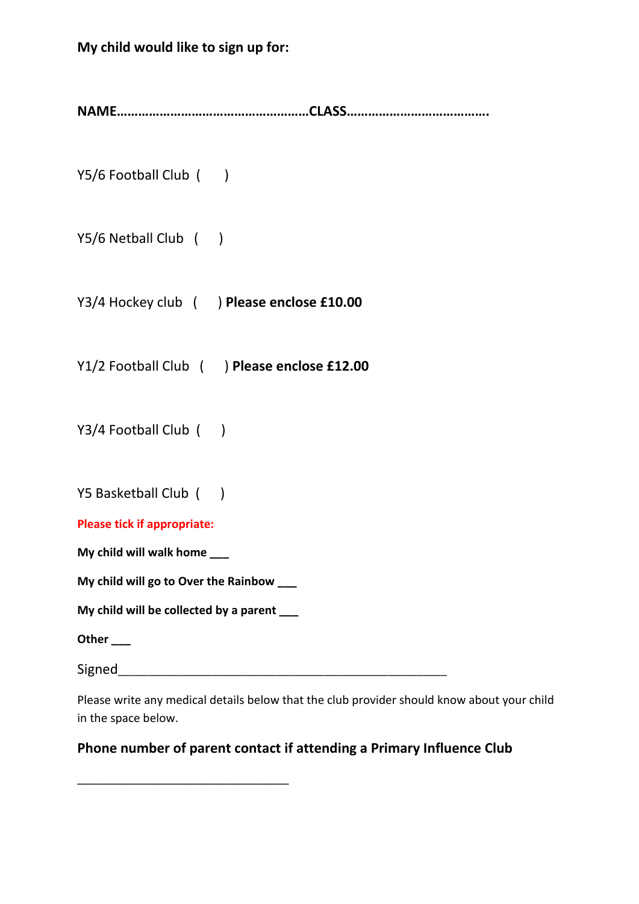**My child would like to sign up for:**

**NAME……………………………………………CLASS………………………………….**

Y5/6 Football Club ( )

Y5/6 Netball Club ( )

Y3/4 Hockey club ( ) **Please enclose £10.00**

Y1/2 Football Club ( ) **Please enclose £12.00**

Y3/4 Football Club ( )

Y5 Basketball Club ( )

**Please tick if appropriate:**

**My child will walk home ___**

**My child will go to Over the Rainbow ___**

**My child will be collected by a parent ___**

**Other ___**

Signed_______________________________________________

Please write any medical details below that the club provider should know about your child in the space below.

**Phone number of parent contact if attending a Primary Influence Club**

_______________________________